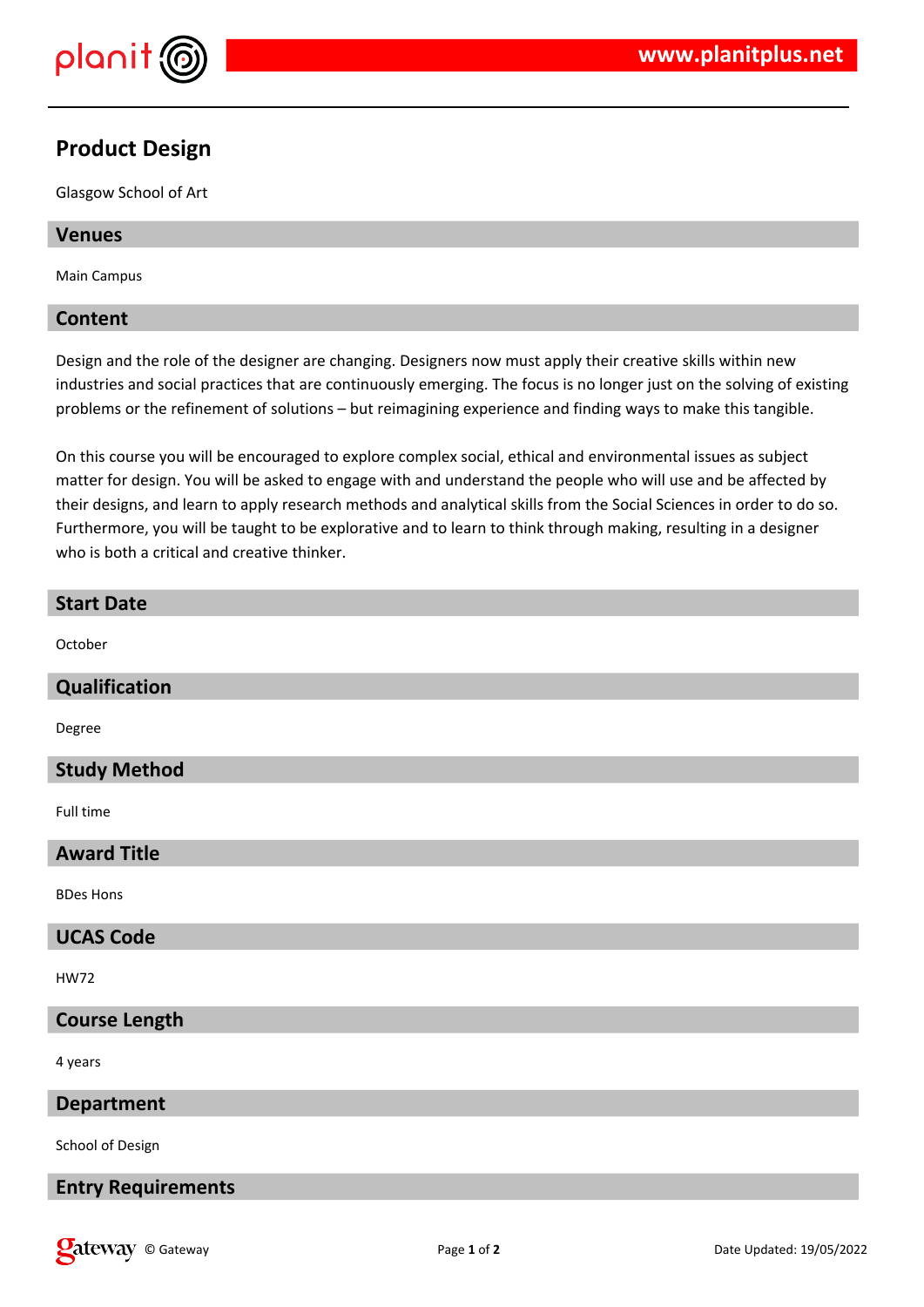# Product Design

Glasgow School of Art

## Venues

Main Campus

## Content

Design and the role of the designer are changing. Designers now must apply their creative skills within new industries and social practices that are continuously emerging. The focus is no longer just on the solving of existing problems or the refinement of solutions – but reimagining experience and finding ways to make this tangible.

On this course you will be encouraged to explore complex social, ethical and environmental issues as subject matter for design. You will be asked to engage with and understand the people who will use and be affected by their designs, and learn to apply research methods and analytical skills from the Social Sciences in order to do so. Furthermore, you will be taught to be explorative and to learn to think through making, resulting in a designer who is both a critical and creative thinker.

## Start Date

October

## Qualification

Degree

## Study Method

Full time

## Award Title

BDes Hons

## UCAS Code

HW72

## Course Length

4 years

## Department

School of Design

## Entry Requirements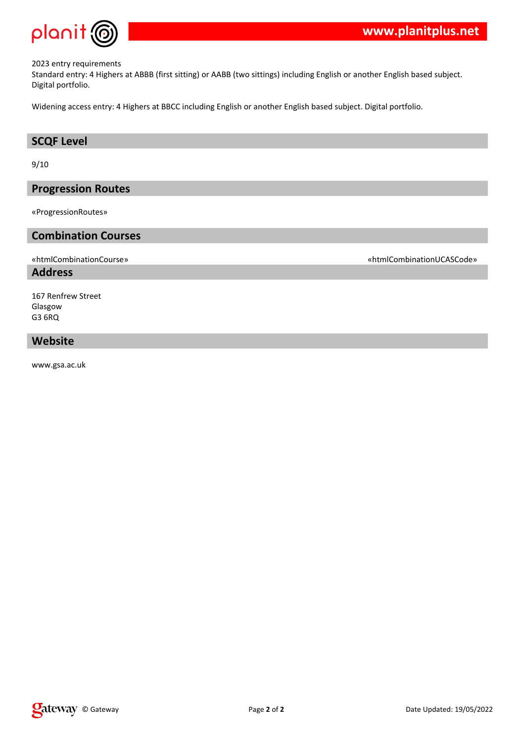2023 entry requirements
Standard entry: 4 Highers at ABBB (first sitting) or AABB (two sittings) including English or another English based subject. Digital portfolio.

Widening access entry: 4 Highers at BBCC including English or another English based subject. Digital portfolio.

## SCQF Level

9/10

## Progression Routes

«ProgressionRoutes»

## Combination Courses

«htmlCombinationCourse» «htmlCombinationUCASCode»

## Address

167 Renfrew Street
Glasgow
G3 6RQ

## Website

www.gsa.ac.uk